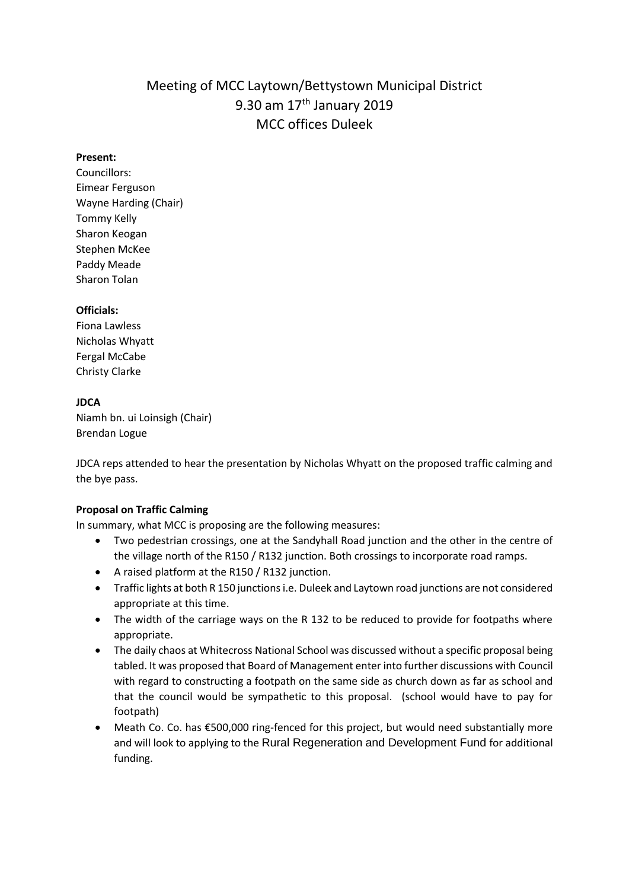# Meeting of MCC Laytown/Bettystown Municipal District
## 9.30 am 17th January 2019
## MCC offices Duleek

**Present:**
Councillors:
Eimear Ferguson
Wayne Harding (Chair)
Tommy Kelly
Sharon Keogan
Stephen McKee
Paddy Meade
Sharon Tolan

**Officials:**
Fiona Lawless
Nicholas Whyatt
Fergal McCabe
Christy Clarke

**JDCA**
Niamh bn. ui Loinsigh (Chair)
Brendan Logue

JDCA reps attended to hear the presentation by Nicholas Whyatt on the proposed traffic calming and the bye pass.

**Proposal on Traffic Calming**

In summary, what MCC is proposing are the following measures:

- Two pedestrian crossings, one at the Sandyhall Road junction and the other in the centre of the village north of the R150 / R132 junction. Both crossings to incorporate road ramps.
- A raised platform at the R150 / R132 junction.
- Traffic lights at both R 150 junctions i.e. Duleek and Laytown road junctions are not considered appropriate at this time.
- The width of the carriage ways on the R 132 to be reduced to provide for footpaths where appropriate.
- The daily chaos at Whitecross National School was discussed without a specific proposal being tabled. It was proposed that Board of Management enter into further discussions with Council with regard to constructing a footpath on the same side as church down as far as school and that the council would be sympathetic to this proposal. (school would have to pay for footpath)
- Meath Co. Co. has €500,000 ring-fenced for this project, but would need substantially more and will look to applying to the Rural Regeneration and Development Fund for additional funding.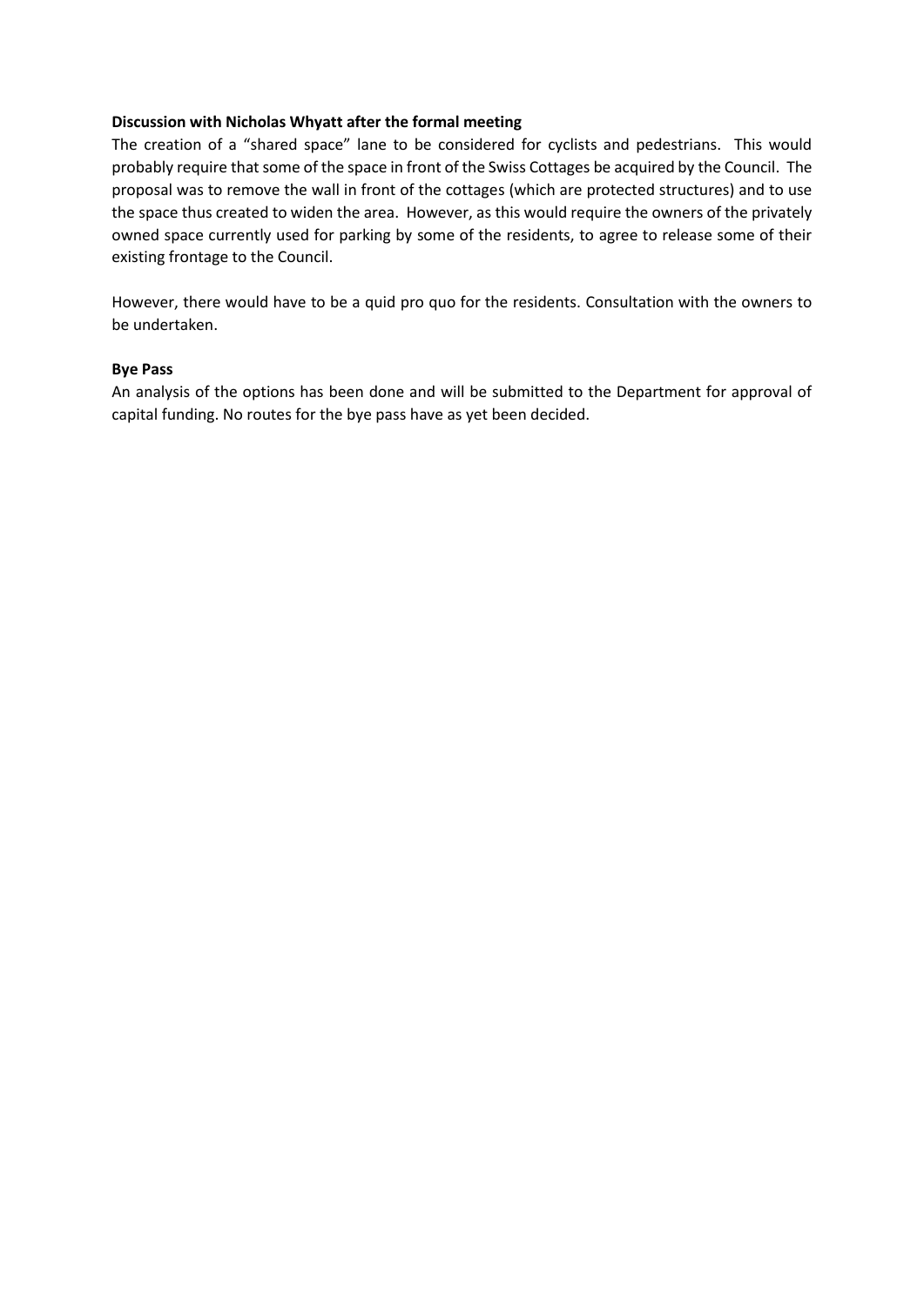**Discussion with Nicholas Whyatt after the formal meeting**

The creation of a "shared space" lane to be considered for cyclists and pedestrians. This would probably require that some of the space in front of the Swiss Cottages be acquired by the Council. The proposal was to remove the wall in front of the cottages (which are protected structures) and to use the space thus created to widen the area. However, as this would require the owners of the privately owned space currently used for parking by some of the residents, to agree to release some of their existing frontage to the Council.

However, there would have to be a quid pro quo for the residents. Consultation with the owners to be undertaken.

**Bye Pass**

An analysis of the options has been done and will be submitted to the Department for approval of capital funding. No routes for the bye pass have as yet been decided.